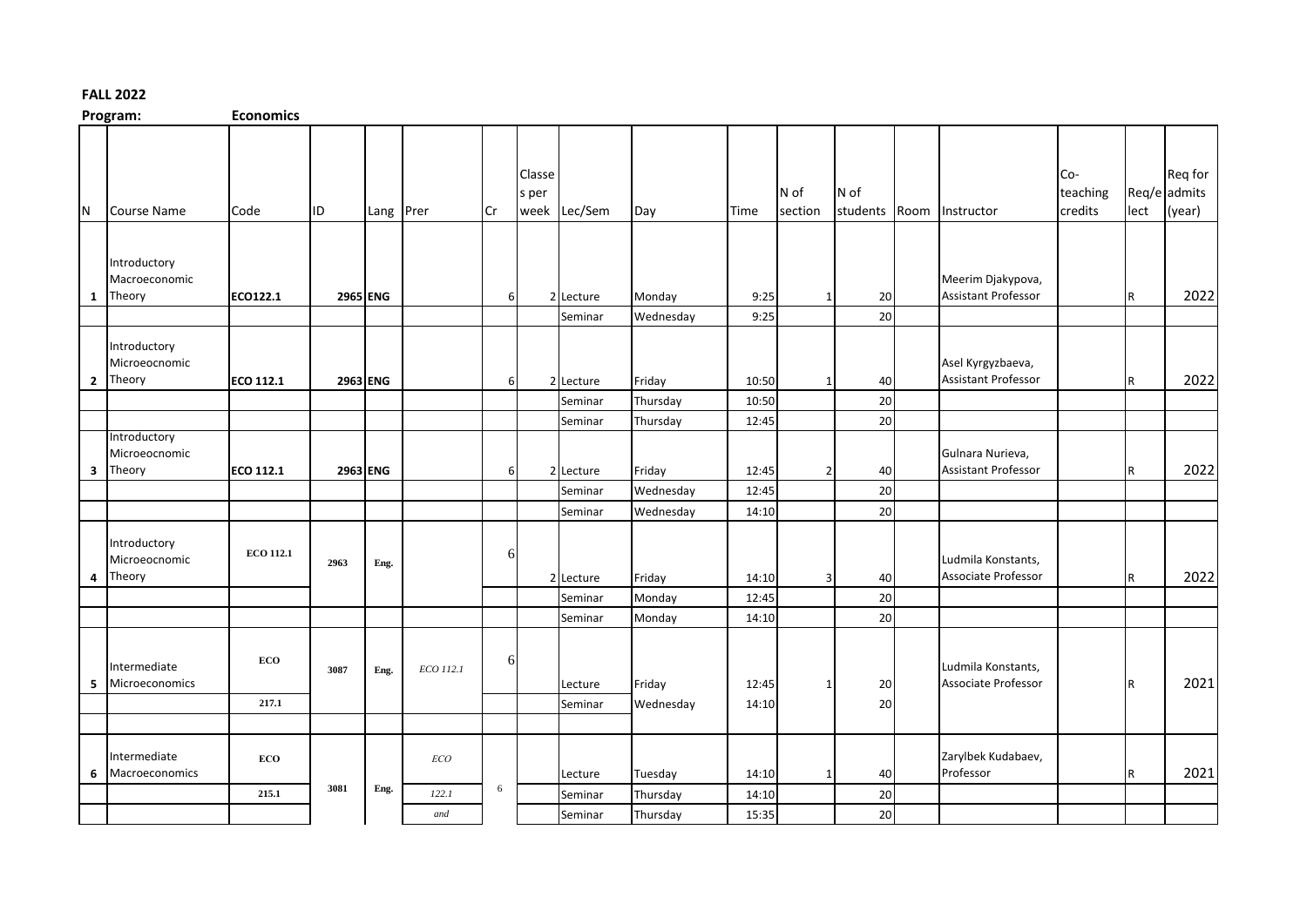**FALL 2022**

**Program: Economics**

| N | Course Name | Code | ID | Lang | Prer | Cr | Classes per week | Lec/Sem | Day | Time | N of section | N of students | Room | Instructor | Co-teaching credits | Req/elect | Req for admits (year) |
|---|---|---|---|---|---|---|---|---|---|---|---|---|---|---|---|---|---|
| **1** | Introductory Macroeconomic Theory | **ECO122.1** | **2965** | **ENG** | | 6 | 2 | Lecture | Monday | 9:25 | 1 | 20 | | Meerim Djakypova, Assistant Professor | | R | 2022 |
| | | | | | | | | Seminar | Wednesday | 9:25 | | 20 | | | | | |
| **2** | Introductory Microeocnomic Theory | **ECO 112.1** | **2963** | **ENG** | | 6 | 2 | Lecture | Friday | 10:50 | 1 | 40 | | Asel Kyrgyzbaeva, Assistant Professor | | R | 2022 |
| | | | | | | | | Seminar | Thursday | 10:50 | | 20 | | | | | |
| | | | | | | | | Seminar | Thursday | 12:45 | | 20 | | | | | |
| **3** | Introductory Microeocnomic Theory | **ECO 112.1** | **2963** | **ENG** | | 6 | 2 | Lecture | Friday | 12:45 | 2 | 40 | | Gulnara Nurieva, Assistant Professor | | R | 2022 |
| | | | | | | | | Seminar | Wednesday | 12:45 | | 20 | | | | | |
| | | | | | | | | Seminar | Wednesday | 14:10 | | 20 | | | | | |
| **4** | Introductory Microeocnomic Theory | **ECO 112.1** | **2963** | **Eng.** | | 6 | 2 | Lecture | Friday | 14:10 | 3 | 40 | | Ludmila Konstants, Associate Professor | | R | 2022 |
| | | | | | | | | Seminar | Monday | 12:45 | | 20 | | | | | |
| | | | | | | | | Seminar | Monday | 14:10 | | 20 | | | | | |
| **5** | Intermediate Microeconomics | **ECO 217.1** | **3087** | **Eng.** | *ECO 112.1* | 6 | | Lecture | Friday | 12:45 | 1 | 20 | | Ludmila Konstants, Associate Professor | | R | 2021 |
| | | | | | | | | Seminar | Wednesday | 14:10 | | 20 | | | | | |
| | | | | | | | | | | | | | | | | | |
| **6** | Intermediate Macroeconomics | **ECO 215.1** | **3081** | **Eng.** | *ECO 122.1 and* | 6 | | Lecture | Tuesday | 14:10 | 1 | 40 | | Zarylbek Kudabaev, Professor | | R | 2021 |
| | | | | | | | | Seminar | Thursday | 14:10 | | 20 | | | | | |
| | | | | | | | | Seminar | Thursday | 15:35 | | 20 | | | | | |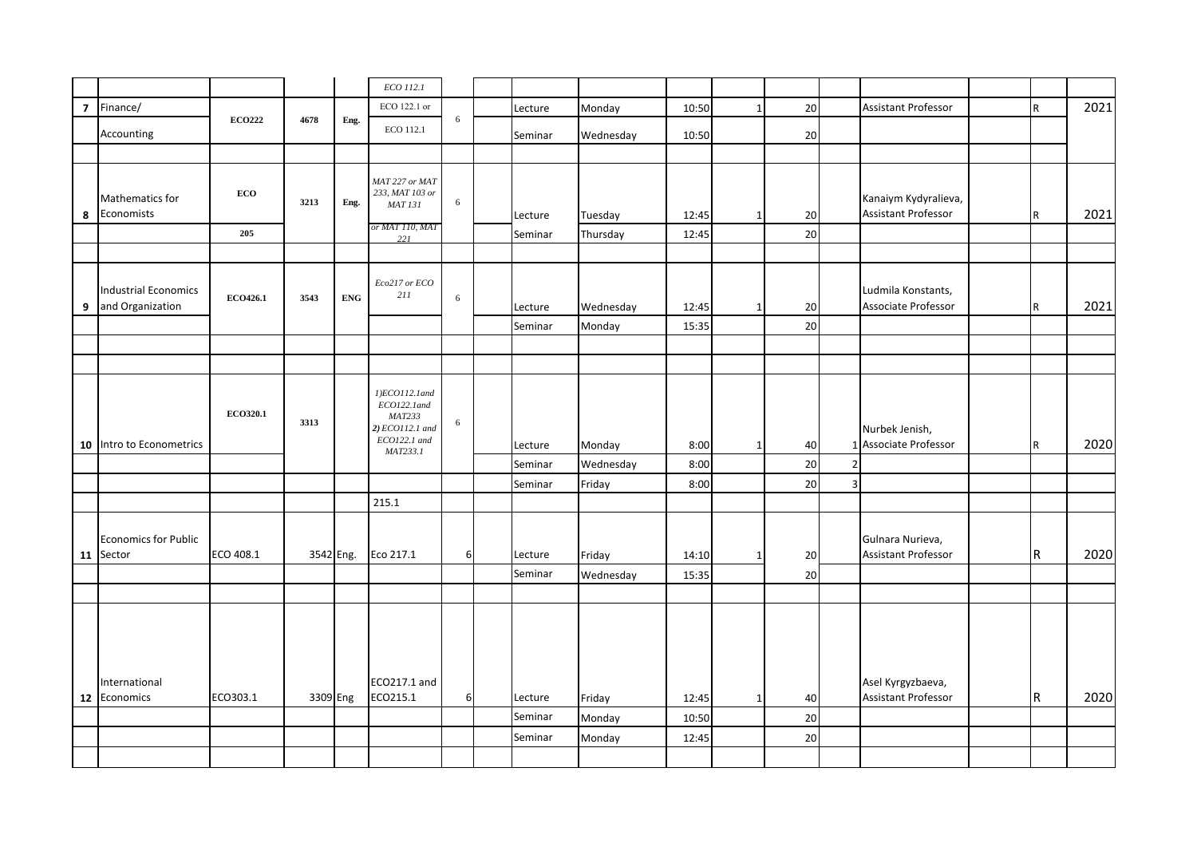| | | | | | | | | | | | | | | | | | | |
|---|---|---|---|---|---|---|---|---|---|---|---|---|---|---|---|---|---|---|
| | | | | | ECO 112.1 | | | | | | | | | | | | | |
| 7 | Finance/ | ECO222 | 4678 | Eng. | ECO 122.1 or | 6 | | Lecture | Monday | 10:50 | 1 | 20 | | Assistant Professor | | R | 2021 |
| | Accounting | | | | ECO 112.1 | | | Seminar | Wednesday | 10:50 | | 20 | | | | | |
| | | | | | | | | | | | | | | | | | |
| 8 | Mathematics for Economists | ECO | 3213 | Eng. | MAT 227 or MAT 233, MAT 103 or MAT 131 | 6 | | Lecture | Tuesday | 12:45 | 1 | 20 | | Kanaiym Kydyralieva, Assistant Professor | | R | 2021 |
| | | 205 | | | or MAT 110, MAT 221 | | | Seminar | Thursday | 12:45 | | 20 | | | | | |
| | | | | | | | | | | | | | | | | | |
| 9 | Industrial Economics and Organization | ECO426.1 | 3543 | ENG | Eco217 or ECO 211 | 6 | | Lecture | Wednesday | 12:45 | 1 | 20 | | Ludmila Konstants, Associate Professor | | R | 2021 |
| | | | | | | | | Seminar | Monday | 15:35 | | 20 | | | | | |
| | | | | | | | | | | | | | | | | | |
| | | | | | | | | | | | | | | | | | |
| 10 | Intro to Econometrics | ECO320.1 | 3313 | | 1)ECO112.1and ECO122.1and MAT233 2) ECO112.1 and ECO122.1 and MAT233.1 | 6 | | Lecture | Monday | 8:00 | 1 | 40 | 1 | Nurbek Jenish, Associate Professor | | R | 2020 |
| | | | | | | | | Seminar | Wednesday | 8:00 | | 20 | 2 | | | | |
| | | | | | | | | Seminar | Friday | 8:00 | | 20 | 3 | | | | |
| | | | | | 215.1 | | | | | | | | | | | | |
| 11 | Economics for Public Sector | ECO 408.1 | 3542 | Eng. | Eco 217.1 | 6 | | Lecture | Friday | 14:10 | 1 | 20 | | Gulnara Nurieva, Assistant Professor | | R | 2020 |
| | | | | | | | | Seminar | Wednesday | 15:35 | | 20 | | | | | |
| | | | | | | | | | | | | | | | | | |
| 12 | International Economics | ECO303.1 | 3309 | Eng | ECO217.1 and ECO215.1 | 6 | | Lecture | Friday | 12:45 | 1 | 40 | | Asel Kyrgyzbaeva, Assistant Professor | | R | 2020 |
| | | | | | | | | Seminar | Monday | 10:50 | | 20 | | | | | |
| | | | | | | | | Seminar | Monday | 12:45 | | 20 | | | | | |
| | | | | | | | | | | | | | | | | | |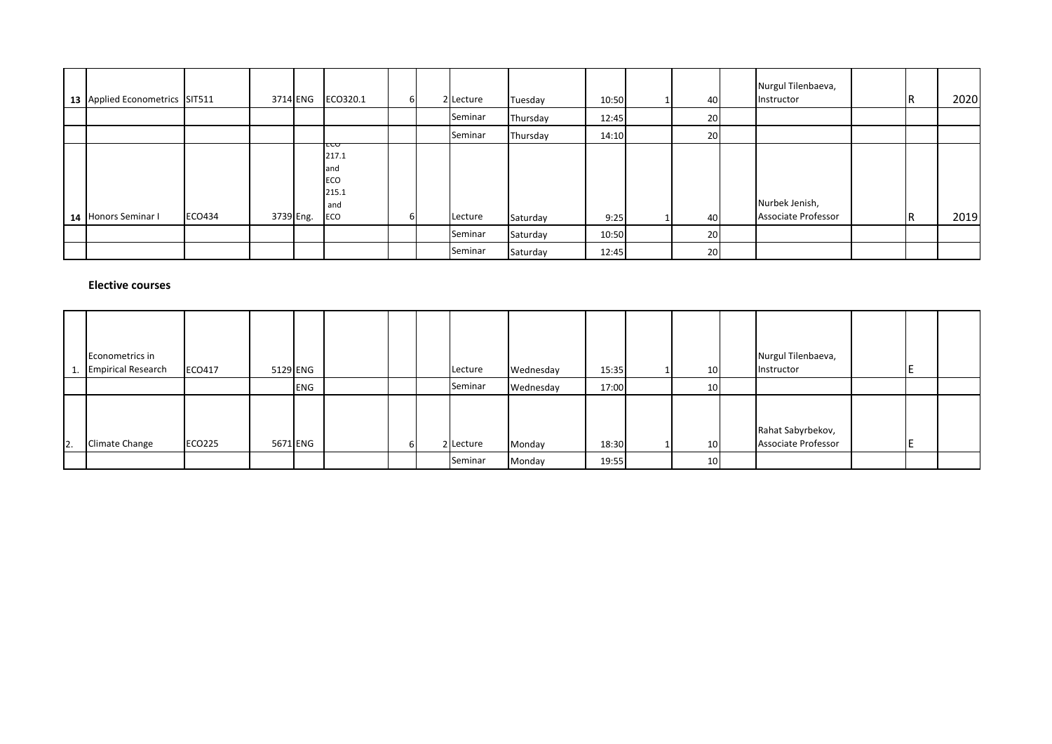| | | | | | | | | | | | | | | | | | |
|---|---|---|---|---|---|---|---|---|---|---|---|---|---|---|---|---|---|
| 13 | Applied Econometrics | SIT511 | 3714 | ENG | ECO320.1 | 6 | 2 | Lecture | Tuesday | 10:50 | 1 | 40 | | Nurgul Tilenbaeva, Instructor | | R | 2020 |
| | | | | | | | | Seminar | Thursday | 12:45 | | 20 | | | | | |
| | | | | | | | | Seminar | Thursday | 14:10 | | 20 | | | | | |
| 14 | Honors Seminar I | ECO434 | 3739 | Eng. | ECO 217.1 and ECO 215.1 and ECO | 6 | | Lecture | Saturday | 9:25 | 1 | 40 | | Nurbek Jenish, Associate Professor | | R | 2019 |
| | | | | | | | | Seminar | Saturday | 10:50 | | 20 | | | | | |
| | | | | | | | | Seminar | Saturday | 12:45 | | 20 | | | | | |

**Elective courses**

| | | | | | | | | | | | | | | | | | |
|---|---|---|---|---|---|---|---|---|---|---|---|---|---|---|---|---|---|
| 1. | Econometrics in Empirical Research | ECO417 | 5129 | ENG | | | | Lecture | Wednesday | 15:35 | 1 | 10 | | Nurgul Tilenbaeva, Instructor | | E | |
| | | | | ENG | | | | Seminar | Wednesday | 17:00 | | 10 | | | | | |
| 2. | Climate Change | ECO225 | 5671 | ENG | | 6 | 2 | Lecture | Monday | 18:30 | 1 | 10 | | Rahat Sabyrbekov, Associate Professor | | E | |
| | | | | | | | | Seminar | Monday | 19:55 | | 10 | | | | | |